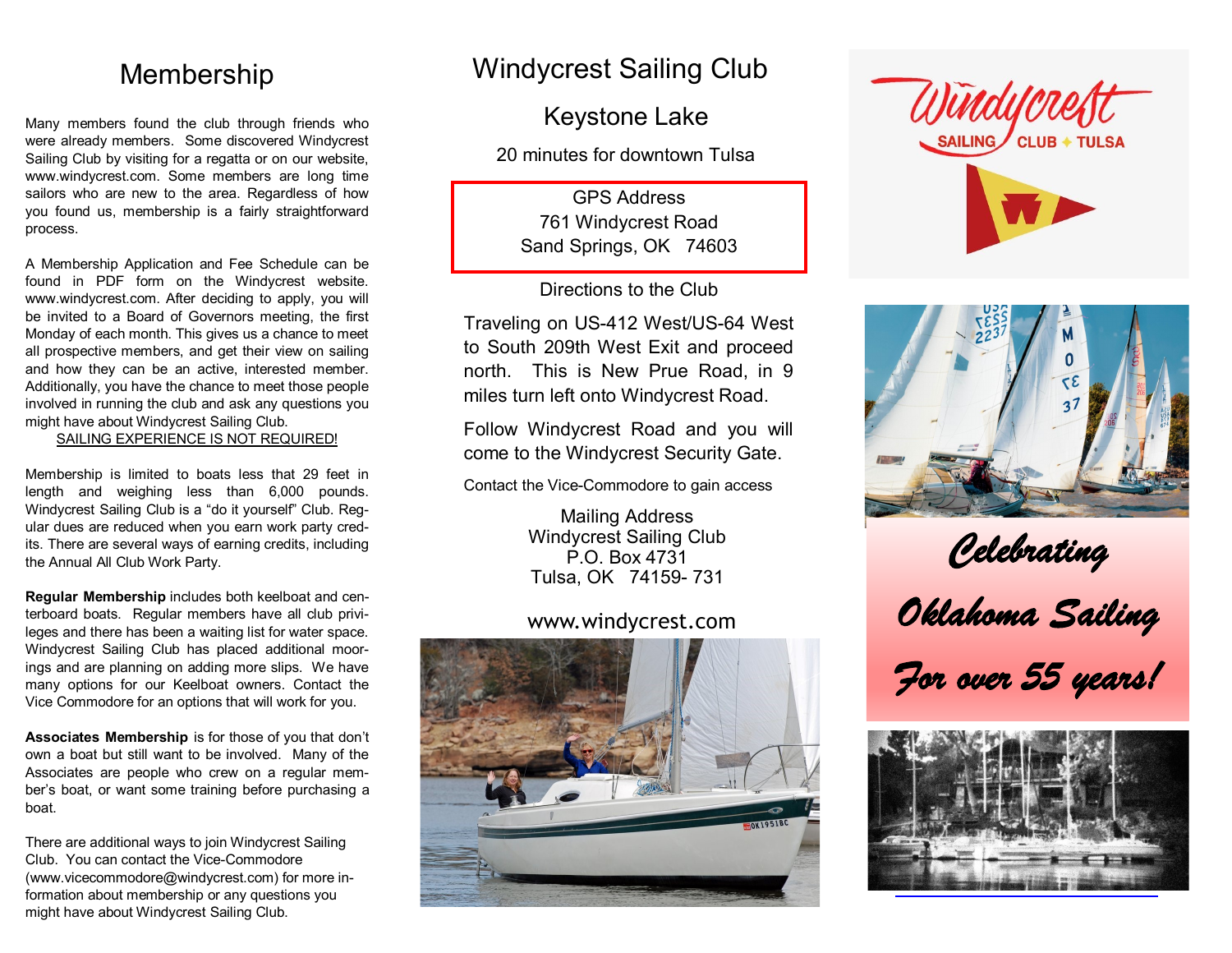# Membership

Many members found the club through friends who were already members. Some discovered Windycrest Sailing Club by visiting for a regatta or on our website, www.windycrest.com. Some members are long time sailors who are new to the area. Regardless of how you found us, membership is a fairly straightforward process.

A Membership Application and Fee Schedule can be found in PDF form on the Windycrest website. www.windycrest.com. After deciding to apply, you will be invited to a Board of Governors meeting, the first Monday of each month. This gives us a chance to meet all prospective members, and get their view on sailing and how they can be an active, interested member. Additionally, you have the chance to meet those people involved in running the club and ask any questions you might have about Windycrest Sailing Club.

<u>SAILING EXPERIENCE IS NOT REQUIRED!</u>

Membership is limited to boats less that 29 feet in length and weighing less than 6,000 pounds. Windycrest Sailing Club is a "do it yourself" Club. Regular dues are reduced when you earn work party credits. There are several ways of earning credits, including the Annual All Club Work Party.

**Regular Membership** includes both keelboat and centerboard boats. Regular members have all club privileges and there has been a waiting list for water space. Windycrest Sailing Club has placed additional moorings and are planning on adding more slips. We have many options for our Keelboat owners. Contact the Vice Commodore for an options that will work for you.

**Associates Membership** is for those of you that don't own a boat but still want to be involved. Many of the Associates are people who crew on a regular member's boat, or want some training before purchasing a boat.

There are additional ways to join Windycrest Sailing Club. You can contact the Vice-Commodore (www.vicecommodore@windycrest.com) for more information about membership or any questions you might have about Windycrest Sailing Club.

# Windycrest Sailing Club

## Keystone Lake

20 minutes for downtown Tulsa

GPS Address
761 Windycrest Road
Sand Springs, OK 74603

Directions to the Club

Traveling on US-412 West/US-64 West to South 209th West Exit and proceed north. This is New Prue Road, in 9 miles turn left onto Windycrest Road.

Follow Windycrest Road and you will come to the Windycrest Security Gate.

Contact the Vice-Commodore to gain access

Mailing Address
Windycrest Sailing Club
P.O. Box 4731
Tulsa, OK 74159- 731

www.windycrest.com

Windycrest SAILING CLUB ✦ TULSA

*Celebrating Oklahoma Sailing For over 55 years!*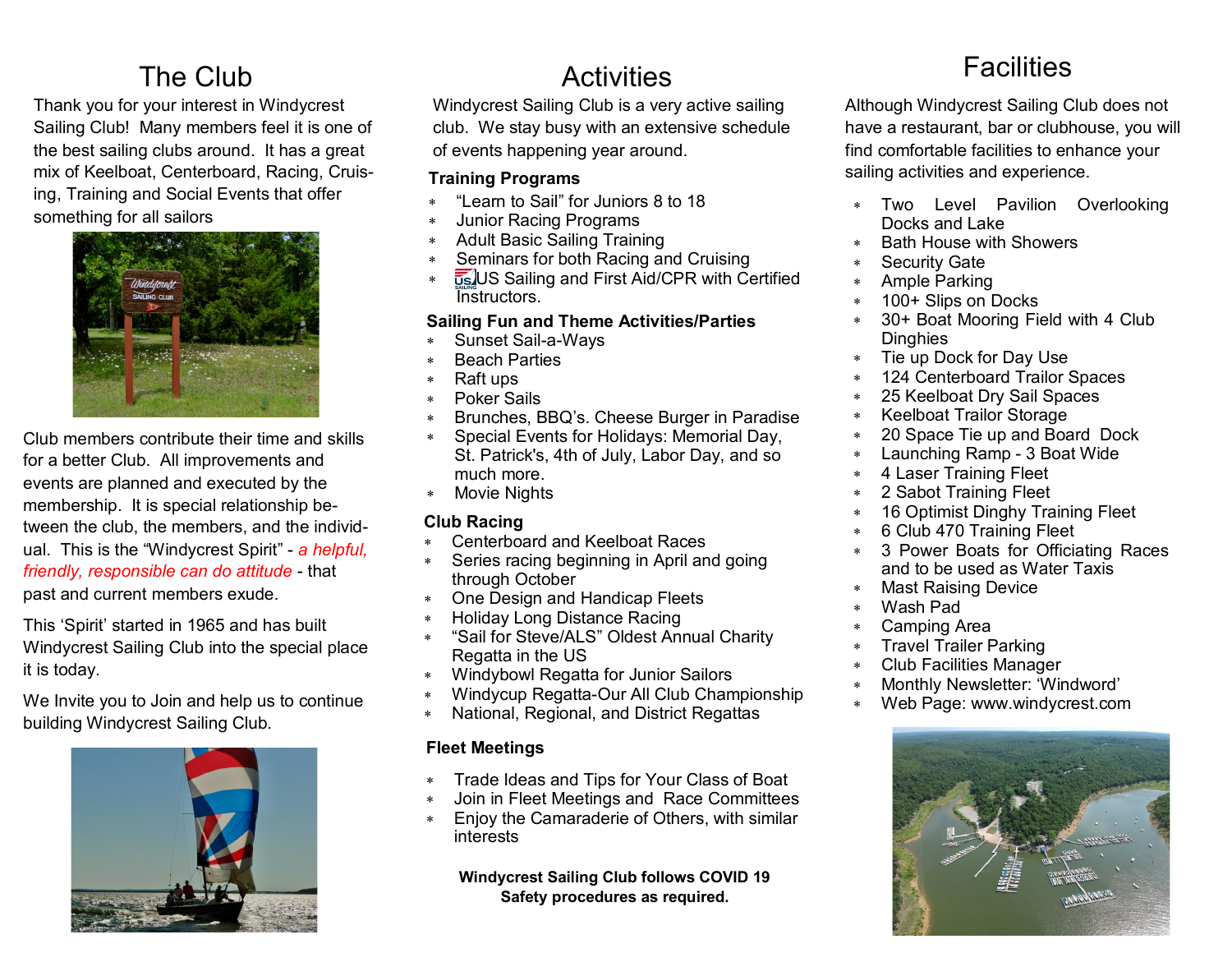# The Club

Thank you for your interest in Windycrest Sailing Club! Many members feel it is one of the best sailing clubs around. It has a great mix of Keelboat, Centerboard, Racing, Cruising, Training and Social Events that offer something for all sailors

Club members contribute their time and skills for a better Club. All improvements and events are planned and executed by the membership. It is special relationship between the club, the members, and the individual. This is the "Windycrest Spirit" - *a helpful, friendly, responsible can do attitude* - that past and current members exude.

This 'Spirit' started in 1965 and has built Windycrest Sailing Club into the special place it is today.

We Invite you to Join and help us to continue building Windycrest Sailing Club.

# Activities

Windycrest Sailing Club is a very active sailing club. We stay busy with an extensive schedule of events happening year around.

**Training Programs**

- "Learn to Sail" for Juniors 8 to 18
- Junior Racing Programs
- Adult Basic Sailing Training
- Seminars for both Racing and Cruising
- US Sailing and First Aid/CPR with Certified Instructors.

**Sailing Fun and Theme Activities/Parties**

- Sunset Sail-a-Ways
- Beach Parties
- Raft ups
- Poker Sails
- Brunches, BBQ's. Cheese Burger in Paradise
- Special Events for Holidays: Memorial Day, St. Patrick's, 4th of July, Labor Day, and so much more.
- Movie Nights

**Club Racing**

- Centerboard and Keelboat Races
- Series racing beginning in April and going through October
- One Design and Handicap Fleets
- Holiday Long Distance Racing
- "Sail for Steve/ALS" Oldest Annual Charity Regatta in the US
- Windybowl Regatta for Junior Sailors
- Windycup Regatta-Our All Club Championship
- National, Regional, and District Regattas

**Fleet Meetings**

- Trade Ideas and Tips for Your Class of Boat
- Join in Fleet Meetings and Race Committees
- Enjoy the Camaraderie of Others, with similar interests

**Windycrest Sailing Club follows COVID 19 Safety procedures as required.**

# Facilities

Although Windycrest Sailing Club does not have a restaurant, bar or clubhouse, you will find comfortable facilities to enhance your sailing activities and experience.

- Two Level Pavilion Overlooking Docks and Lake
- Bath House with Showers
- Security Gate
- Ample Parking
- 100+ Slips on Docks
- 30+ Boat Mooring Field with 4 Club Dinghies
- Tie up Dock for Day Use
- 124 Centerboard Trailor Spaces
- 25 Keelboat Dry Sail Spaces
- Keelboat Trailor Storage
- 20 Space Tie up and Board Dock
- Launching Ramp - 3 Boat Wide
- 4 Laser Training Fleet
- 2 Sabot Training Fleet
- 16 Optimist Dinghy Training Fleet
- 6 Club 470 Training Fleet
- 3 Power Boats for Officiating Races and to be used as Water Taxis
- Mast Raising Device
- Wash Pad
- Camping Area
- Travel Trailer Parking
- Club Facilities Manager
- Monthly Newsletter: 'Windword'
- Web Page: www.windycrest.com